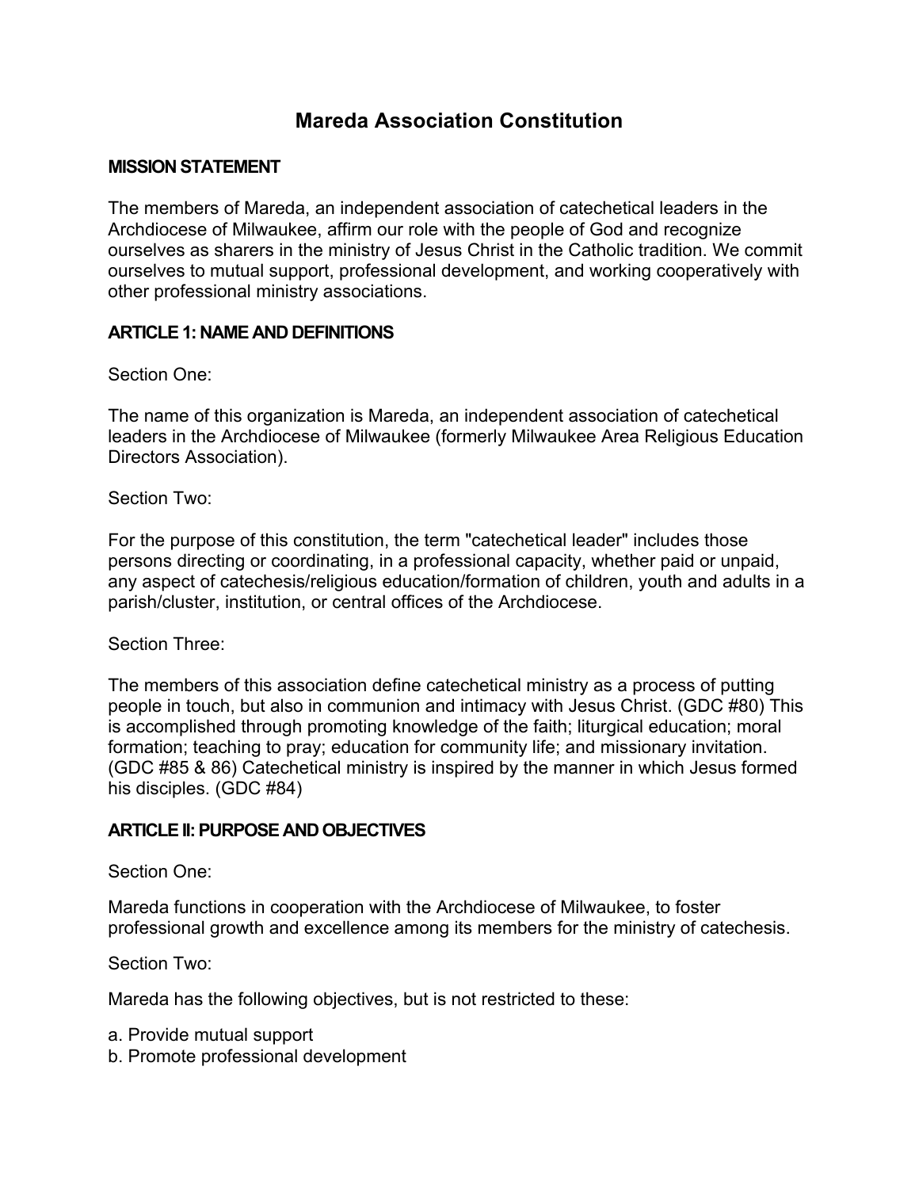# Mareda Association Constitution

## MISSION STATEMENT

The members of Mareda, an independent association of catechetical leaders in the Archdiocese of Milwaukee, affirm our role with the people of God and recognize ourselves as sharers in the ministry of Jesus Christ in the Catholic tradition. We commit ourselves to mutual support, professional development, and working cooperatively with other professional ministry associations.

## ARTICLE 1: NAME AND DEFINITIONS

Section One:

The name of this organization is Mareda, an independent association of catechetical leaders in the Archdiocese of Milwaukee (formerly Milwaukee Area Religious Education Directors Association).

Section Two:

For the purpose of this constitution, the term "catechetical leader" includes those persons directing or coordinating, in a professional capacity, whether paid or unpaid, any aspect of catechesis/religious education/formation of children, youth and adults in a parish/cluster, institution, or central offices of the Archdiocese.

Section Three:

The members of this association define catechetical ministry as a process of putting people in touch, but also in communion and intimacy with Jesus Christ. (GDC #80) This is accomplished through promoting knowledge of the faith; liturgical education; moral formation; teaching to pray; education for community life; and missionary invitation. (GDC #85 & 86) Catechetical ministry is inspired by the manner in which Jesus formed his disciples. (GDC #84)

## ARTICLE II: PURPOSE AND OBJECTIVES

Section One:

Mareda functions in cooperation with the Archdiocese of Milwaukee, to foster professional growth and excellence among its members for the ministry of catechesis.

Section Two:

Mareda has the following objectives, but is not restricted to these:

a. Provide mutual support
b. Promote professional development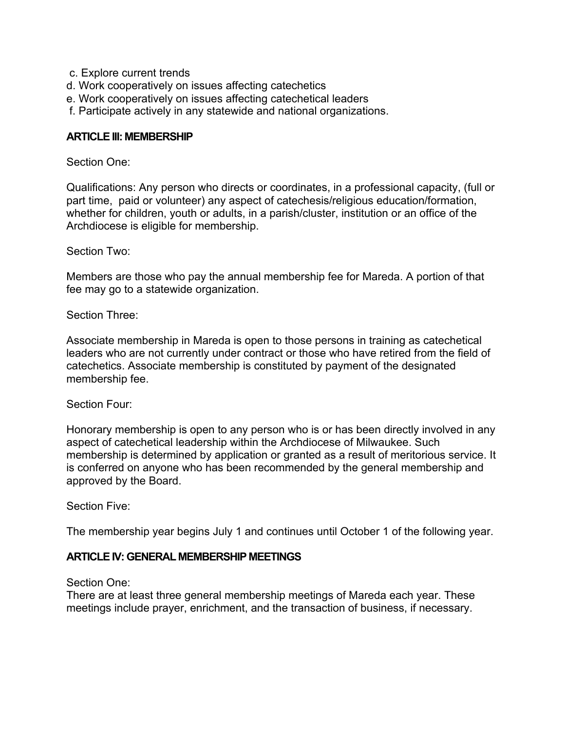c. Explore current trends
d. Work cooperatively on issues affecting catechetics
e. Work cooperatively on issues affecting catechetical leaders
f. Participate actively in any statewide and national organizations.

**ARTICLE III: MEMBERSHIP**

Section One:

Qualifications: Any person who directs or coordinates, in a professional capacity, (full or part time, paid or volunteer) any aspect of catechesis/religious education/formation, whether for children, youth or adults, in a parish/cluster, institution or an office of the Archdiocese is eligible for membership.

Section Two:

Members are those who pay the annual membership fee for Mareda. A portion of that fee may go to a statewide organization.

Section Three:

Associate membership in Mareda is open to those persons in training as catechetical leaders who are not currently under contract or those who have retired from the field of catechetics. Associate membership is constituted by payment of the designated membership fee.

Section Four:

Honorary membership is open to any person who is or has been directly involved in any aspect of catechetical leadership within the Archdiocese of Milwaukee. Such membership is determined by application or granted as a result of meritorious service. It is conferred on anyone who has been recommended by the general membership and approved by the Board.

Section Five:

The membership year begins July 1 and continues until October 1 of the following year.

**ARTICLE IV: GENERAL MEMBERSHIP MEETINGS**

Section One:
There are at least three general membership meetings of Mareda each year. These meetings include prayer, enrichment, and the transaction of business, if necessary.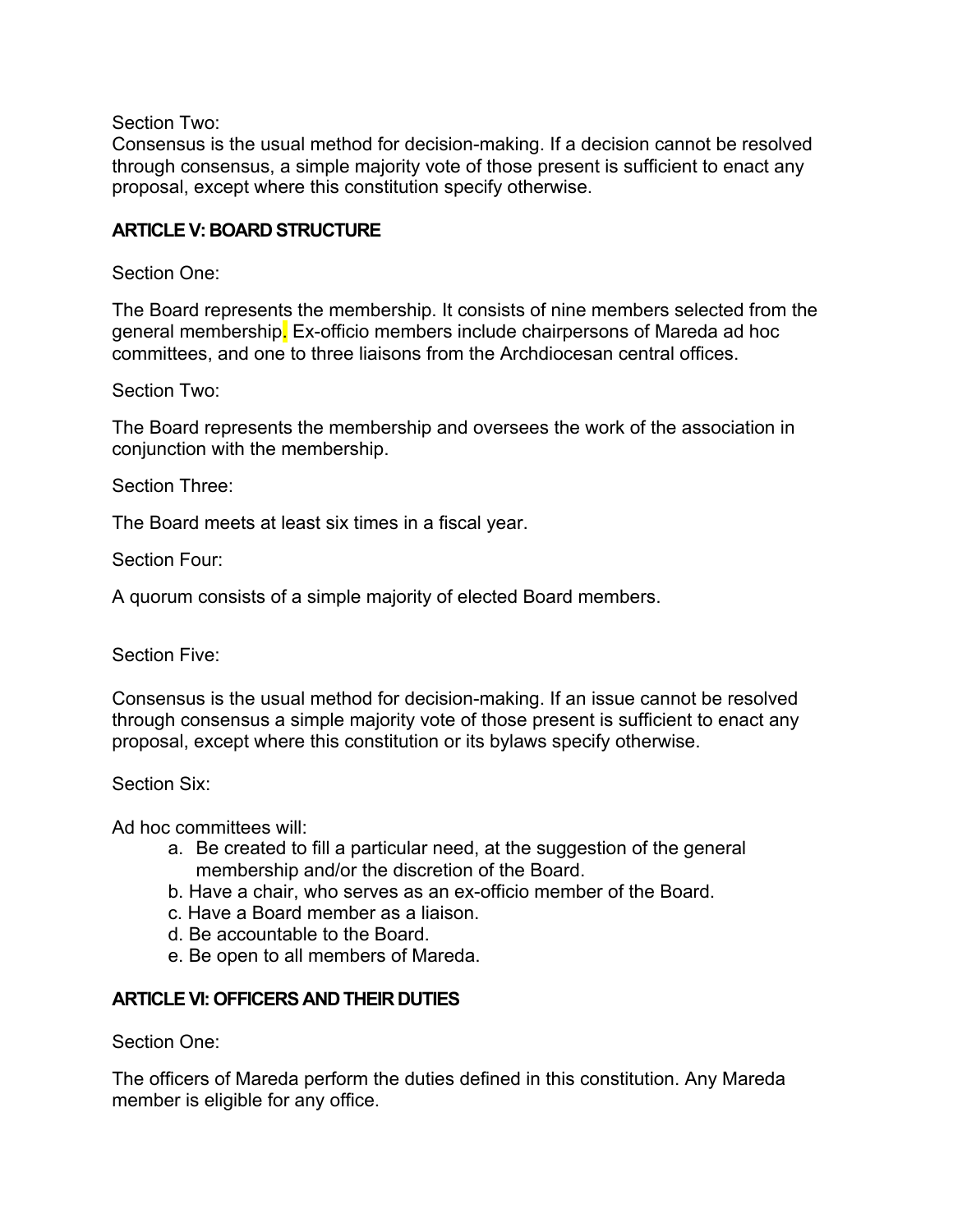Section Two:
Consensus is the usual method for decision-making. If a decision cannot be resolved through consensus, a simple majority vote of those present is sufficient to enact any proposal, except where this constitution specify otherwise.

## ARTICLE V: BOARD STRUCTURE

Section One:

The Board represents the membership. It consists of nine members selected from the general membership. Ex-officio members include chairpersons of Mareda ad hoc committees, and one to three liaisons from the Archdiocesan central offices.

Section Two:

The Board represents the membership and oversees the work of the association in conjunction with the membership.

Section Three:

The Board meets at least six times in a fiscal year.

Section Four:

A quorum consists of a simple majority of elected Board members.

Section Five:

Consensus is the usual method for decision-making. If an issue cannot be resolved through consensus a simple majority vote of those present is sufficient to enact any proposal, except where this constitution or its bylaws specify otherwise.

Section Six:

Ad hoc committees will:

a. Be created to fill a particular need, at the suggestion of the general membership and/or the discretion of the Board.
b. Have a chair, who serves as an ex-officio member of the Board.
c. Have a Board member as a liaison.
d. Be accountable to the Board.
e. Be open to all members of Mareda.

## ARTICLE VI: OFFICERS AND THEIR DUTIES

Section One:

The officers of Mareda perform the duties defined in this constitution. Any Mareda member is eligible for any office.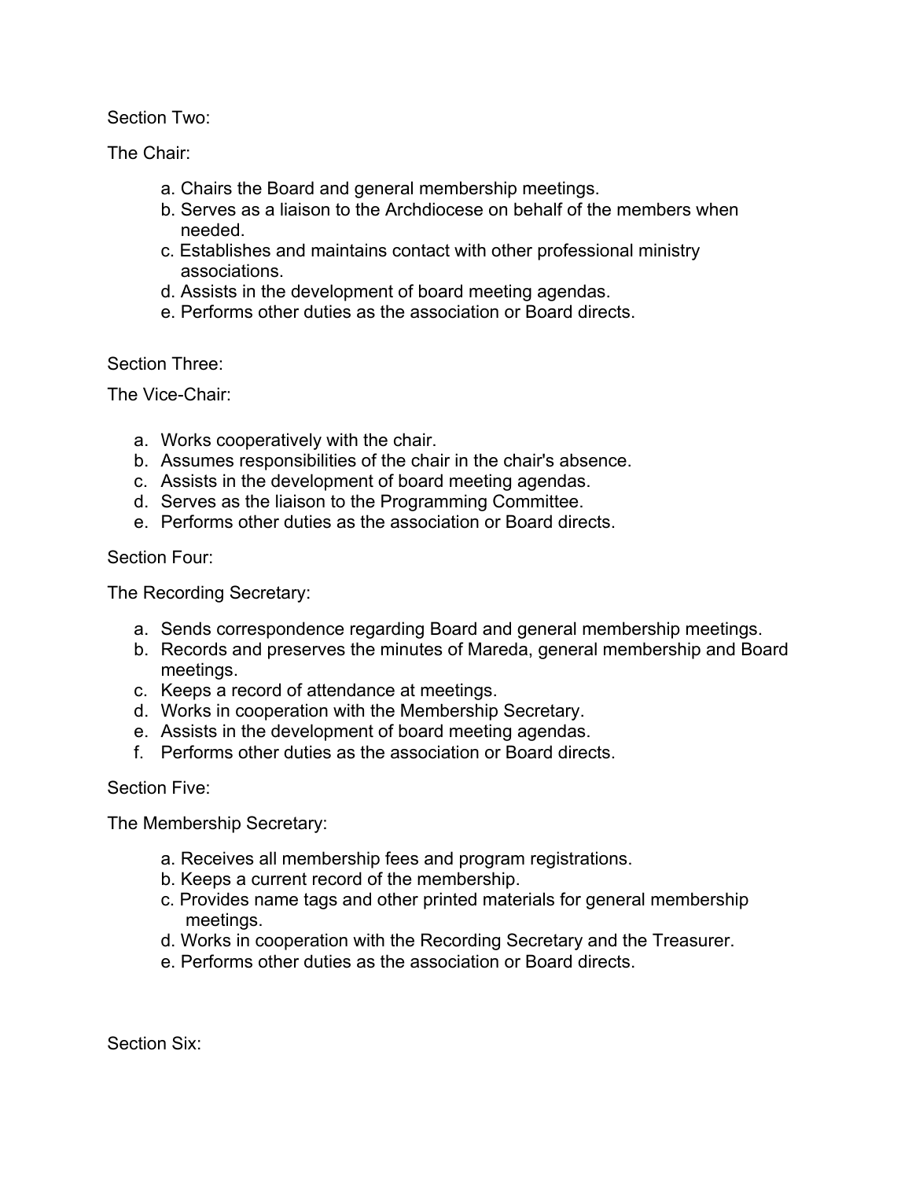Section Two:

The Chair:

a. Chairs the Board and general membership meetings.
b. Serves as a liaison to the Archdiocese on behalf of the members when needed.
c. Establishes and maintains contact with other professional ministry associations.
d. Assists in the development of board meeting agendas.
e. Performs other duties as the association or Board directs.

Section Three:

The Vice-Chair:

a. Works cooperatively with the chair.
b. Assumes responsibilities of the chair in the chair's absence.
c. Assists in the development of board meeting agendas.
d. Serves as the liaison to the Programming Committee.
e. Performs other duties as the association or Board directs.

Section Four:

The Recording Secretary:

a. Sends correspondence regarding Board and general membership meetings.
b. Records and preserves the minutes of Mareda, general membership and Board meetings.
c. Keeps a record of attendance at meetings.
d. Works in cooperation with the Membership Secretary.
e. Assists in the development of board meeting agendas.
f. Performs other duties as the association or Board directs.

Section Five:

The Membership Secretary:

a. Receives all membership fees and program registrations.
b. Keeps a current record of the membership.
c. Provides name tags and other printed materials for general membership meetings.
d. Works in cooperation with the Recording Secretary and the Treasurer.
e. Performs other duties as the association or Board directs.

Section Six: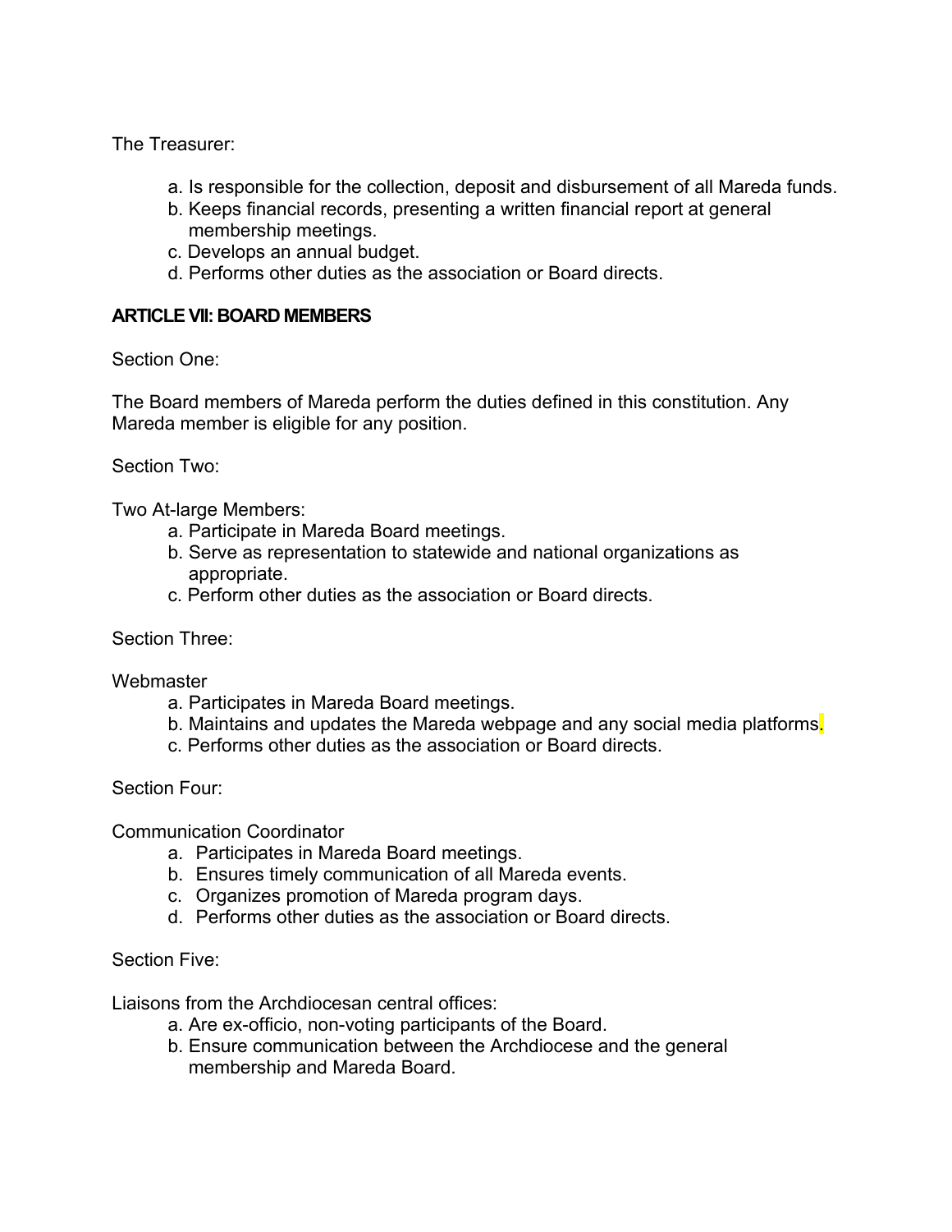The Treasurer:

a. Is responsible for the collection, deposit and disbursement of all Mareda funds.
b. Keeps financial records, presenting a written financial report at general membership meetings.
c. Develops an annual budget.
d. Performs other duties as the association or Board directs.

**ARTICLE VII: BOARD MEMBERS**

Section One:

The Board members of Mareda perform the duties defined in this constitution. Any Mareda member is eligible for any position.

Section Two:

Two At-large Members:

a. Participate in Mareda Board meetings.
b. Serve as representation to statewide and national organizations as appropriate.
c. Perform other duties as the association or Board directs.

Section Three:

Webmaster

a. Participates in Mareda Board meetings.
b. Maintains and updates the Mareda webpage and any social media platforms.
c. Performs other duties as the association or Board directs.

Section Four:

Communication Coordinator

a. Participates in Mareda Board meetings.
b. Ensures timely communication of all Mareda events.
c. Organizes promotion of Mareda program days.
d. Performs other duties as the association or Board directs.

Section Five:

Liaisons from the Archdiocesan central offices:

a. Are ex-officio, non-voting participants of the Board.
b. Ensure communication between the Archdiocese and the general membership and Mareda Board.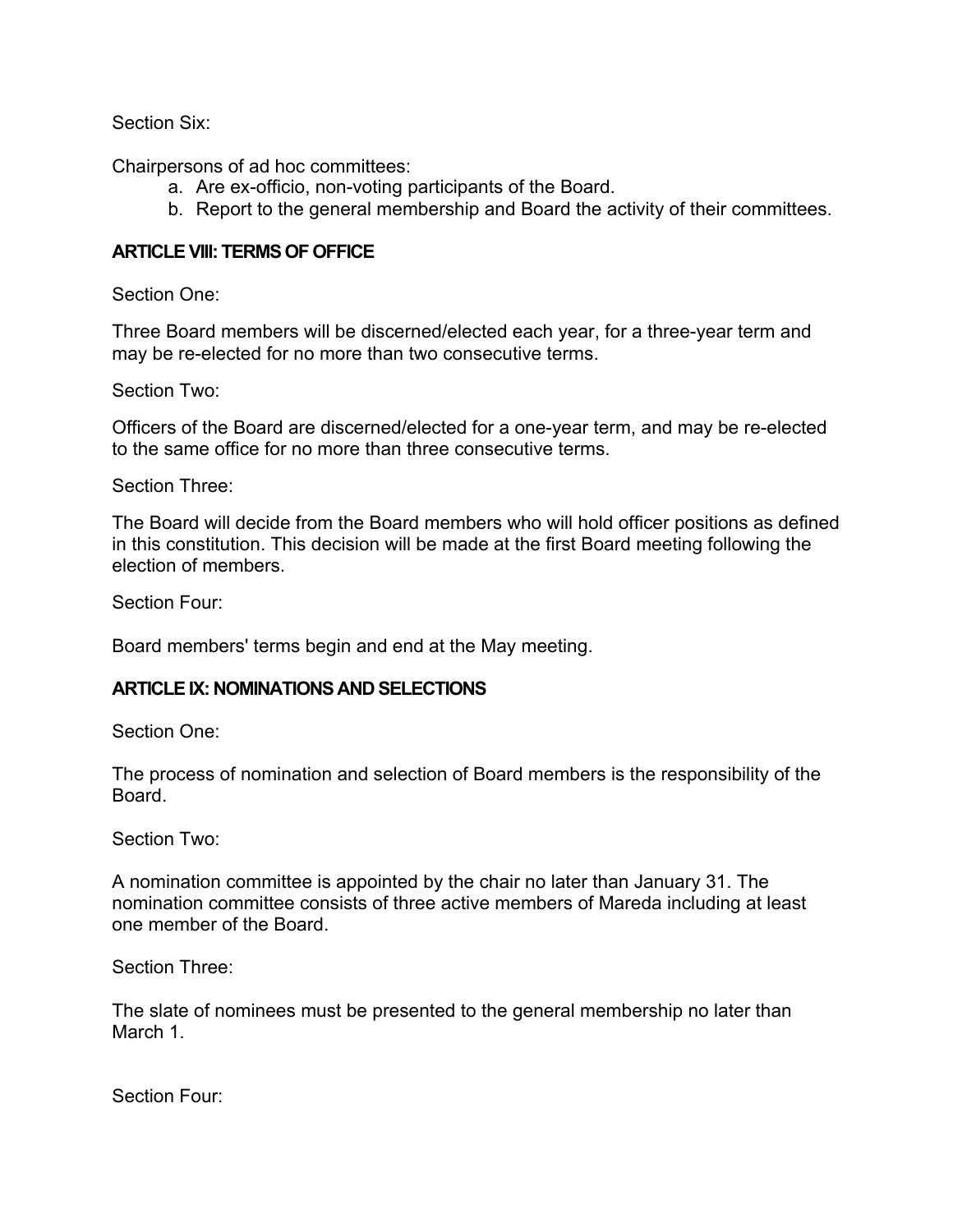Section Six:

Chairpersons of ad hoc committees:

a. Are ex-officio, non-voting participants of the Board.
b. Report to the general membership and Board the activity of their committees.

**ARTICLE VIII: TERMS OF OFFICE**

Section One:

Three Board members will be discerned/elected each year, for a three-year term and may be re-elected for no more than two consecutive terms.

Section Two:

Officers of the Board are discerned/elected for a one-year term, and may be re-elected to the same office for no more than three consecutive terms.

Section Three:

The Board will decide from the Board members who will hold officer positions as defined in this constitution. This decision will be made at the first Board meeting following the election of members.

Section Four:

Board members' terms begin and end at the May meeting.

**ARTICLE IX: NOMINATIONS AND SELECTIONS**

Section One:

The process of nomination and selection of Board members is the responsibility of the Board.

Section Two:

A nomination committee is appointed by the chair no later than January 31. The nomination committee consists of three active members of Mareda including at least one member of the Board.

Section Three:

The slate of nominees must be presented to the general membership no later than March 1.

Section Four: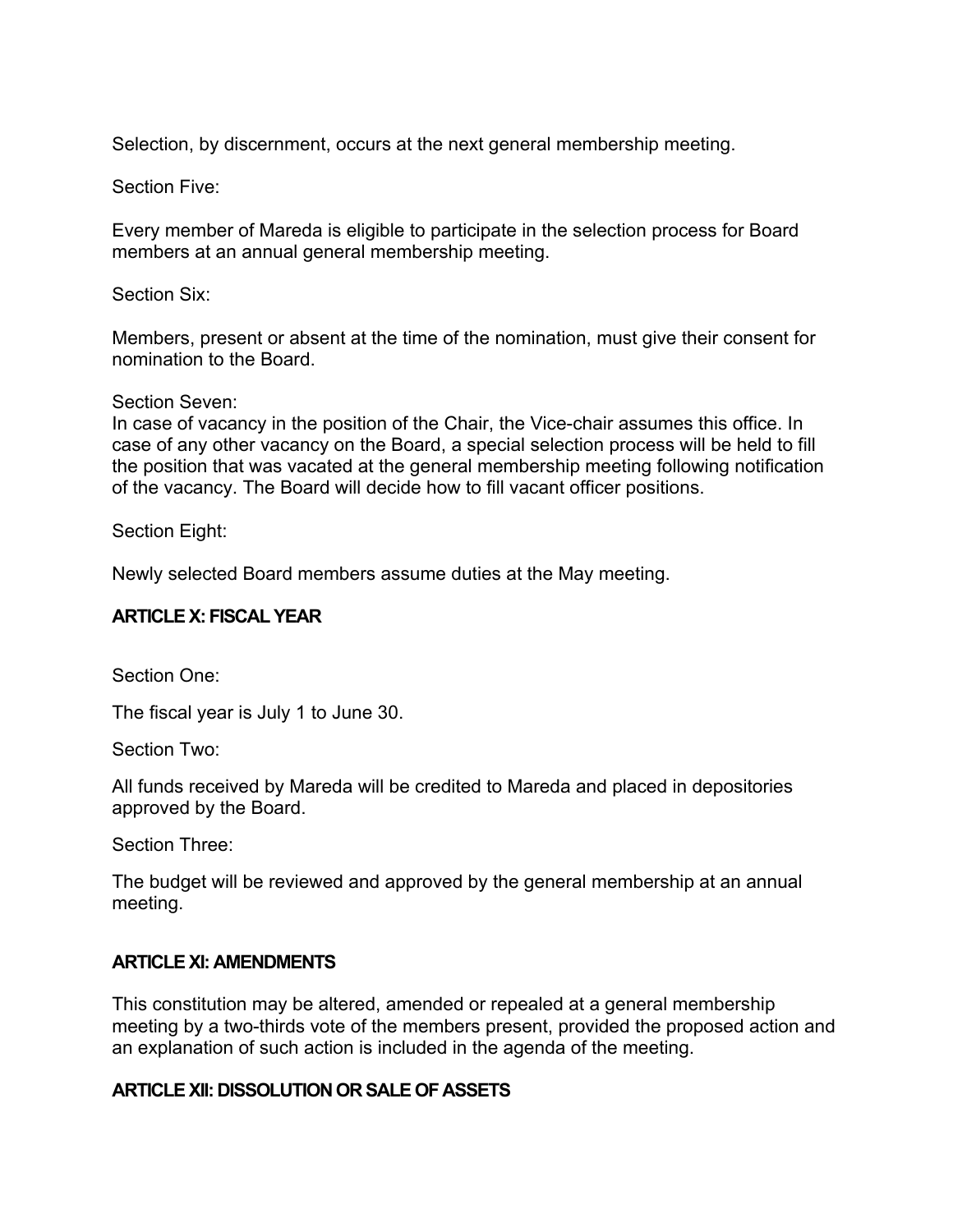Selection, by discernment, occurs at the next general membership meeting.

Section Five:

Every member of Mareda is eligible to participate in the selection process for Board members at an annual general membership meeting.

Section Six:

Members, present or absent at the time of the nomination, must give their consent for nomination to the Board.

Section Seven:

In case of vacancy in the position of the Chair, the Vice-chair assumes this office. In case of any other vacancy on the Board, a special selection process will be held to fill the position that was vacated at the general membership meeting following notification of the vacancy. The Board will decide how to fill vacant officer positions.

Section Eight:

Newly selected Board members assume duties at the May meeting.

## ARTICLE X: FISCAL YEAR

Section One:

The fiscal year is July 1 to June 30.

Section Two:

All funds received by Mareda will be credited to Mareda and placed in depositories approved by the Board.

Section Three:

The budget will be reviewed and approved by the general membership at an annual meeting.

## ARTICLE XI: AMENDMENTS

This constitution may be altered, amended or repealed at a general membership meeting by a two-thirds vote of the members present, provided the proposed action and an explanation of such action is included in the agenda of the meeting.

## ARTICLE XII: DISSOLUTION OR SALE OF ASSETS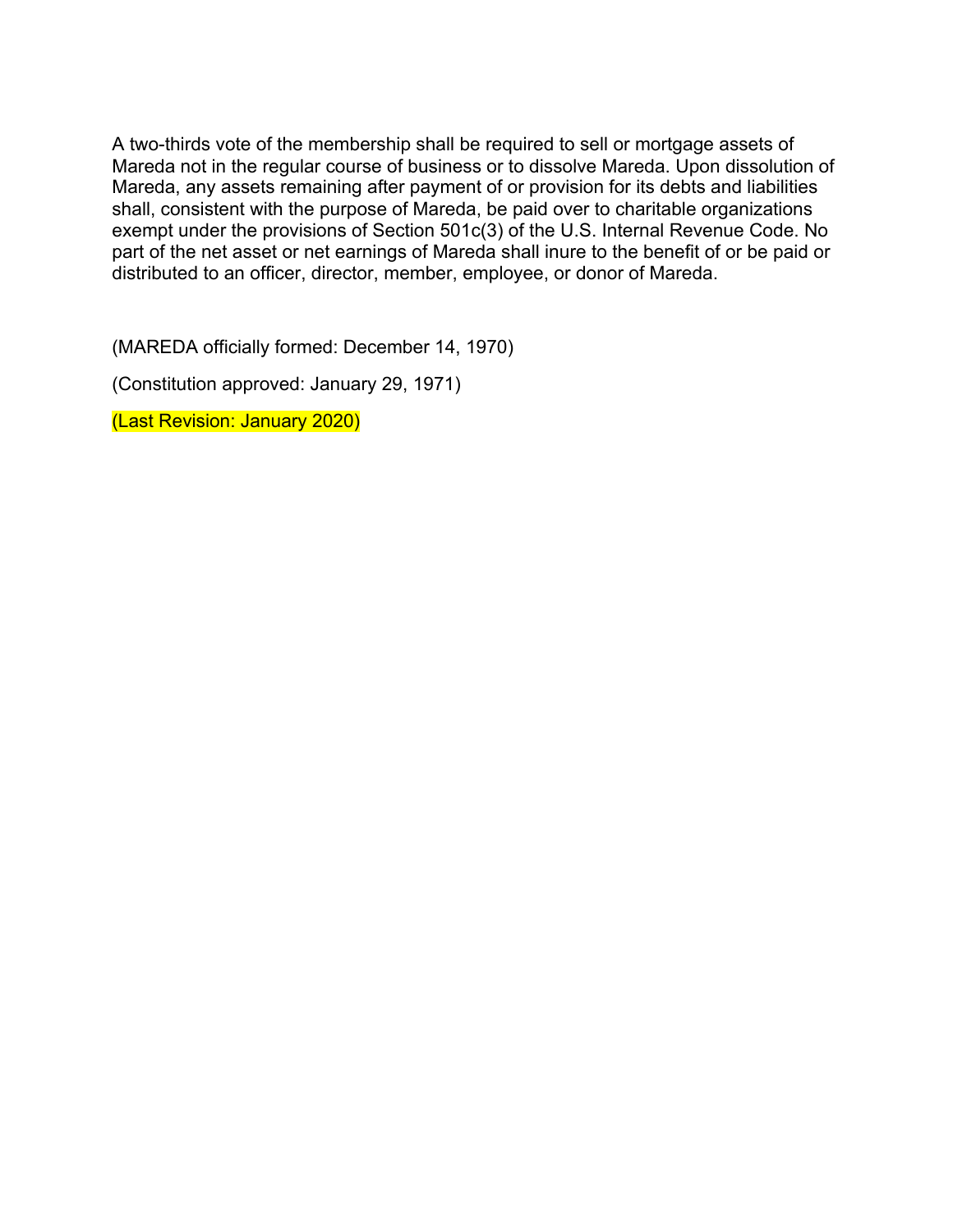A two-thirds vote of the membership shall be required to sell or mortgage assets of Mareda not in the regular course of business or to dissolve Mareda. Upon dissolution of Mareda, any assets remaining after payment of or provision for its debts and liabilities shall, consistent with the purpose of Mareda, be paid over to charitable organizations exempt under the provisions of Section 501c(3) of the U.S. Internal Revenue Code. No part of the net asset or net earnings of Mareda shall inure to the benefit of or be paid or distributed to an officer, director, member, employee, or donor of Mareda.

(MAREDA officially formed: December 14, 1970)

(Constitution approved: January 29, 1971)

(Last Revision: January 2020)